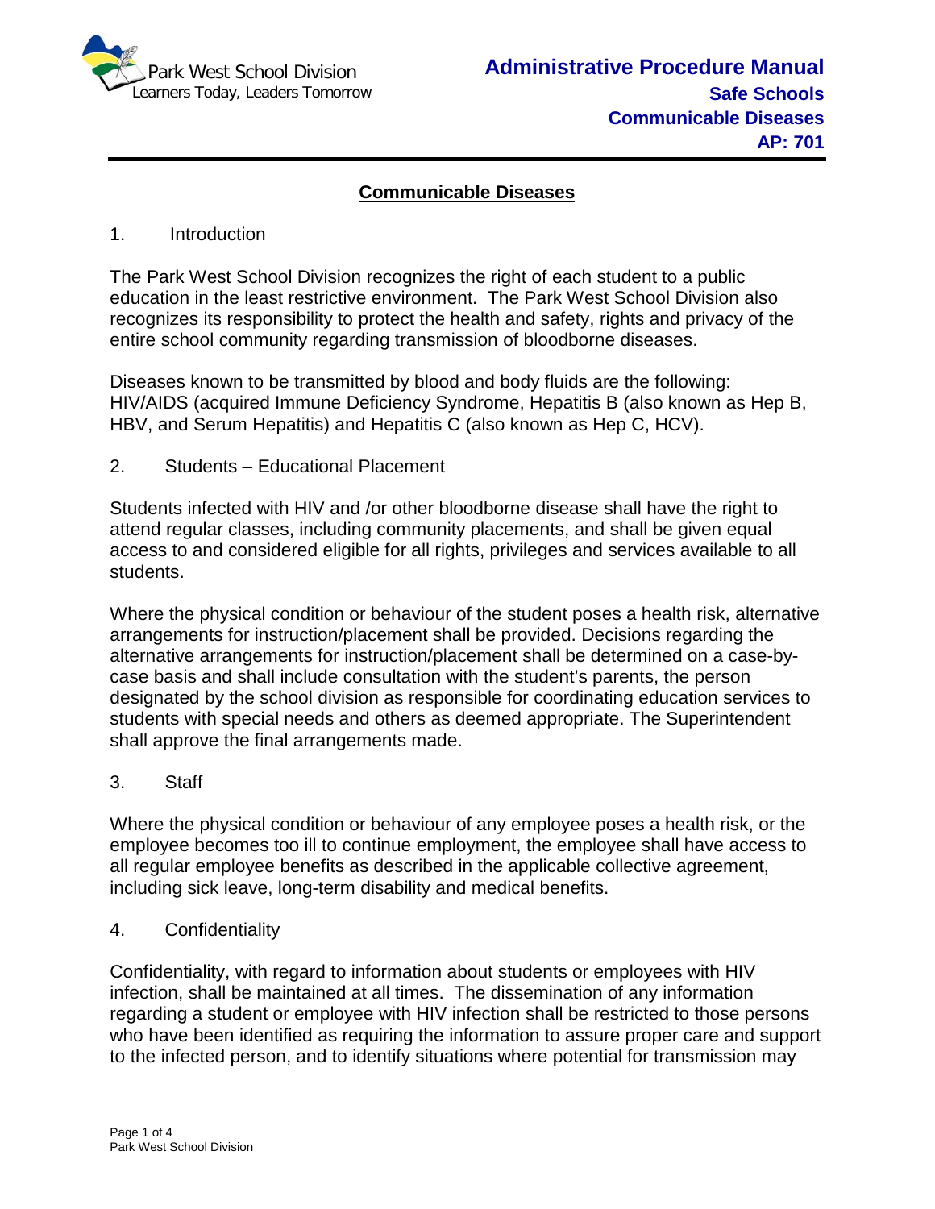# Communicable Diseases

## 1. Introduction

The Park West School Division recognizes the right of each student to a public education in the least restrictive environment. The Park West School Division also recognizes its responsibility to protect the health and safety, rights and privacy of the entire school community regarding transmission of bloodborne diseases.

Diseases known to be transmitted by blood and body fluids are the following: HIV/AIDS (acquired Immune Deficiency Syndrome, Hepatitis B (also known as Hep B, HBV, and Serum Hepatitis) and Hepatitis C (also known as Hep C, HCV).

## 2. Students – Educational Placement

Students infected with HIV and /or other bloodborne disease shall have the right to attend regular classes, including community placements, and shall be given equal access to and considered eligible for all rights, privileges and services available to all students.

Where the physical condition or behaviour of the student poses a health risk, alternative arrangements for instruction/placement shall be provided. Decisions regarding the alternative arrangements for instruction/placement shall be determined on a case-by-case basis and shall include consultation with the student's parents, the person designated by the school division as responsible for coordinating education services to students with special needs and others as deemed appropriate. The Superintendent shall approve the final arrangements made.

## 3. Staff

Where the physical condition or behaviour of any employee poses a health risk, or the employee becomes too ill to continue employment, the employee shall have access to all regular employee benefits as described in the applicable collective agreement, including sick leave, long-term disability and medical benefits.

## 4. Confidentiality

Confidentiality, with regard to information about students or employees with HIV infection, shall be maintained at all times. The dissemination of any information regarding a student or employee with HIV infection shall be restricted to those persons who have been identified as requiring the information to assure proper care and support to the infected person, and to identify situations where potential for transmission may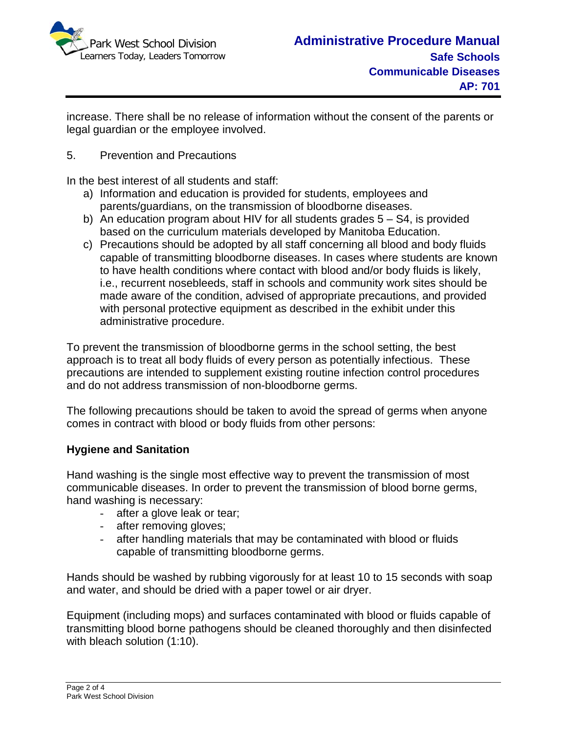increase. There shall be no release of information without the consent of the parents or legal guardian or the employee involved.

5. Prevention and Precautions

In the best interest of all students and staff:

a) Information and education is provided for students, employees and parents/guardians, on the transmission of bloodborne diseases.
b) An education program about HIV for all students grades 5 – S4, is provided based on the curriculum materials developed by Manitoba Education.
c) Precautions should be adopted by all staff concerning all blood and body fluids capable of transmitting bloodborne diseases. In cases where students are known to have health conditions where contact with blood and/or body fluids is likely, i.e., recurrent nosebleeds, staff in schools and community work sites should be made aware of the condition, advised of appropriate precautions, and provided with personal protective equipment as described in the exhibit under this administrative procedure.

To prevent the transmission of bloodborne germs in the school setting, the best approach is to treat all body fluids of every person as potentially infectious. These precautions are intended to supplement existing routine infection control procedures and do not address transmission of non-bloodborne germs.

The following precautions should be taken to avoid the spread of germs when anyone comes in contract with blood or body fluids from other persons:

**Hygiene and Sanitation**

Hand washing is the single most effective way to prevent the transmission of most communicable diseases. In order to prevent the transmission of blood borne germs, hand washing is necessary:

- after a glove leak or tear;
- after removing gloves;
- after handling materials that may be contaminated with blood or fluids capable of transmitting bloodborne germs.

Hands should be washed by rubbing vigorously for at least 10 to 15 seconds with soap and water, and should be dried with a paper towel or air dryer.

Equipment (including mops) and surfaces contaminated with blood or fluids capable of transmitting blood borne pathogens should be cleaned thoroughly and then disinfected with bleach solution (1:10).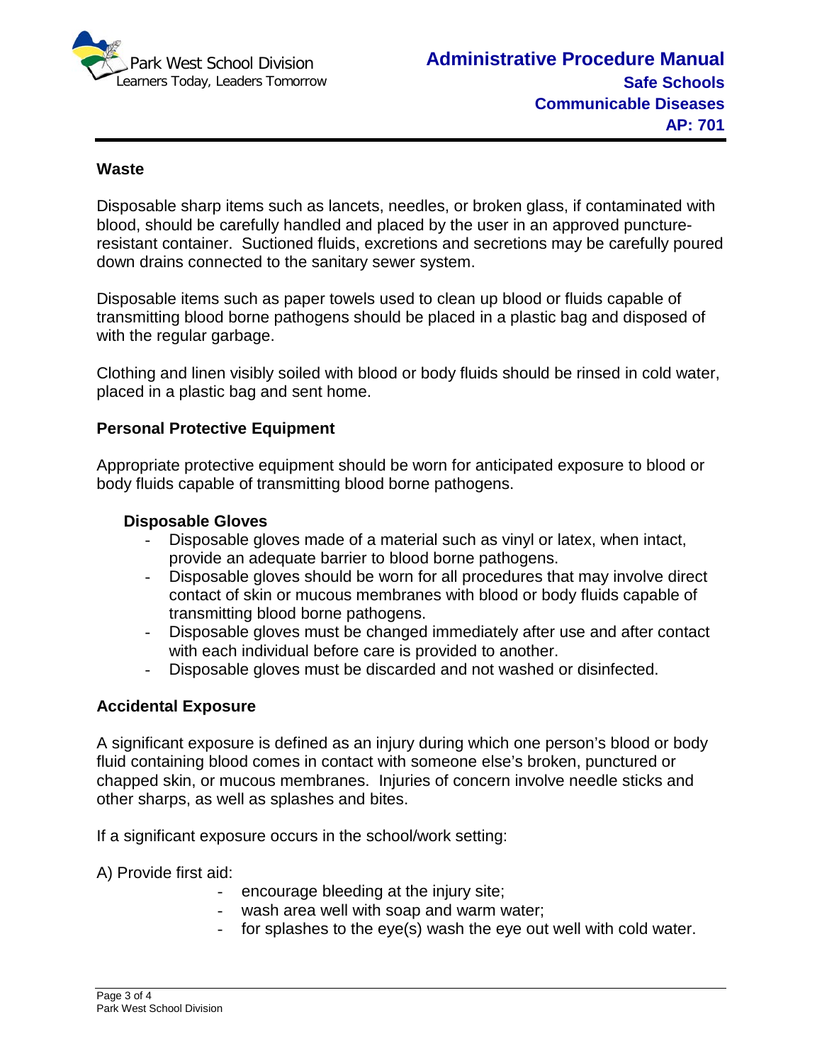## Waste

Disposable sharp items such as lancets, needles, or broken glass, if contaminated with blood, should be carefully handled and placed by the user in an approved puncture-resistant container. Suctioned fluids, excretions and secretions may be carefully poured down drains connected to the sanitary sewer system.

Disposable items such as paper towels used to clean up blood or fluids capable of transmitting blood borne pathogens should be placed in a plastic bag and disposed of with the regular garbage.

Clothing and linen visibly soiled with blood or body fluids should be rinsed in cold water, placed in a plastic bag and sent home.

## Personal Protective Equipment

Appropriate protective equipment should be worn for anticipated exposure to blood or body fluids capable of transmitting blood borne pathogens.

### Disposable Gloves

- Disposable gloves made of a material such as vinyl or latex, when intact, provide an adequate barrier to blood borne pathogens.
- Disposable gloves should be worn for all procedures that may involve direct contact of skin or mucous membranes with blood or body fluids capable of transmitting blood borne pathogens.
- Disposable gloves must be changed immediately after use and after contact with each individual before care is provided to another.
- Disposable gloves must be discarded and not washed or disinfected.

## Accidental Exposure

A significant exposure is defined as an injury during which one person's blood or body fluid containing blood comes in contact with someone else's broken, punctured or chapped skin, or mucous membranes. Injuries of concern involve needle sticks and other sharps, as well as splashes and bites.

If a significant exposure occurs in the school/work setting:

A) Provide first aid:

- encourage bleeding at the injury site;
- wash area well with soap and warm water;
- for splashes to the eye(s) wash the eye out well with cold water.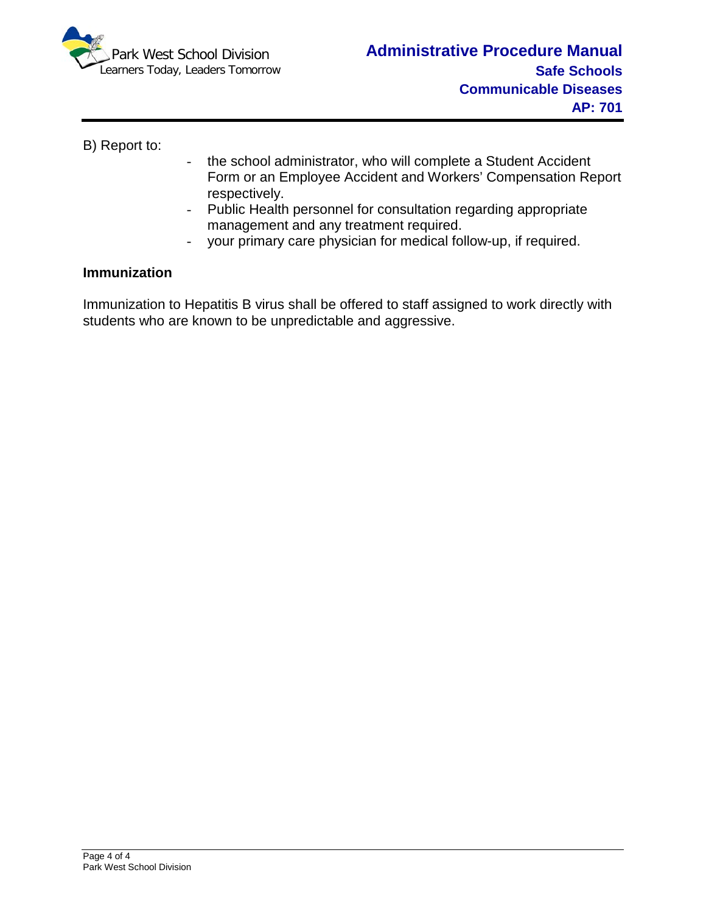B) Report to:

- the school administrator, who will complete a Student Accident Form or an Employee Accident and Workers' Compensation Report respectively.
- Public Health personnel for consultation regarding appropriate management and any treatment required.
- your primary care physician for medical follow-up, if required.

**Immunization**

Immunization to Hepatitis B virus shall be offered to staff assigned to work directly with students who are known to be unpredictable and aggressive.